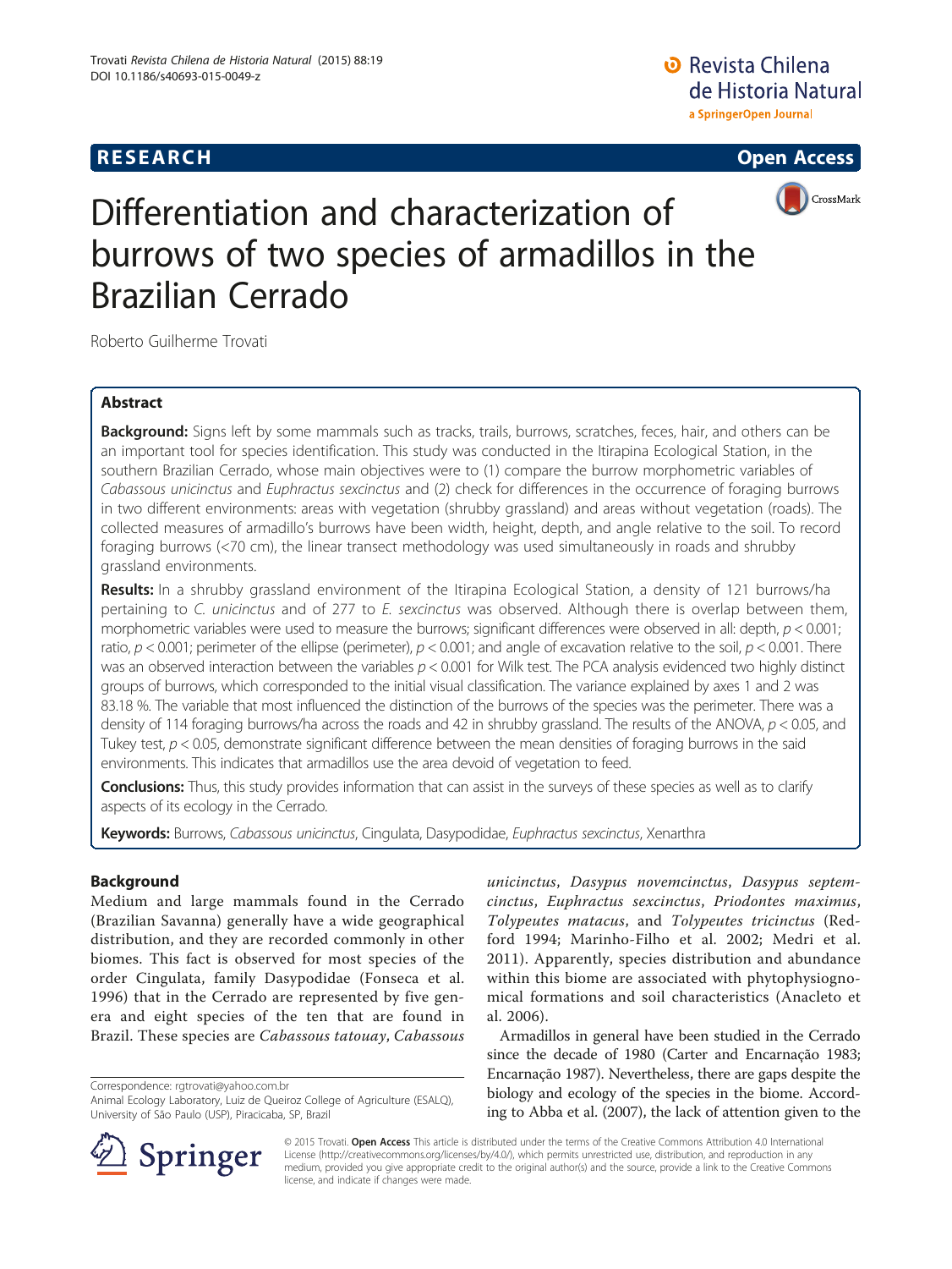RESEARCH Open Access

# Differentiation and characterization of burrows of two species of armadillos in the Brazilian Cerrado

Roberto Guilherme Trovati

## Abstract

**Background:** Signs left by some mammals such as tracks, trails, burrows, scratches, feces, hair, and others can be an important tool for species identification. This study was conducted in the Itirapina Ecological Station, in the southern Brazilian Cerrado, whose main objectives were to (1) compare the burrow morphometric variables of *Cabassous unicinctus* and *Euphractus sexcinctus* and (2) check for differences in the occurrence of foraging burrows in two different environments: areas with vegetation (shrubby grassland) and areas without vegetation (roads). The collected measures of armadillo's burrows have been width, height, depth, and angle relative to the soil. To record foraging burrows (<70 cm), the linear transect methodology was used simultaneously in roads and shrubby grassland environments.

**Results:** In a shrubby grassland environment of the Itirapina Ecological Station, a density of 121 burrows/ha pertaining to *C. unicinctus* and of 277 to *E. sexcinctus* was observed. Although there is overlap between them, morphometric variables were used to measure the burrows; significant differences were observed in all: depth, $p < 0.001$; ratio, $p < 0.001$; perimeter of the ellipse (perimeter), $p < 0.001$; and angle of excavation relative to the soil, $p < 0.001$. There was an observed interaction between the variables $p < 0.001$ for Wilk test. The PCA analysis evidenced two highly distinct groups of burrows, which corresponded to the initial visual classification. The variance explained by axes 1 and 2 was 83.18 %. The variable that most influenced the distinction of the burrows of the species was the perimeter. There was a density of 114 foraging burrows/ha across the roads and 42 in shrubby grassland. The results of the ANOVA, $p < 0.05$, and Tukey test, $p < 0.05$, demonstrate significant difference between the mean densities of foraging burrows in the said environments. This indicates that armadillos use the area devoid of vegetation to feed.

**Conclusions:** Thus, this study provides information that can assist in the surveys of these species as well as to clarify aspects of its ecology in the Cerrado.

**Keywords:** Burrows, *Cabassous unicinctus*, Cingulata, Dasypodidae, *Euphractus sexcinctus*, Xenarthra

## Background

Medium and large mammals found in the Cerrado (Brazilian Savanna) generally have a wide geographical distribution, and they are recorded commonly in other biomes. This fact is observed for most species of the order Cingulata, family Dasypodidae (Fonseca et al. 1996) that in the Cerrado are represented by five genera and eight species of the ten that are found in Brazil. These species are *Cabassous tatouay*, *Cabassous unicinctus*, *Dasypus novemcinctus*, *Dasypus septemcinctus*, *Euphractus sexcinctus*, *Priodontes maximus*, *Tolypeutes matacus*, and *Tolypeutes tricinctus* (Redford 1994; Marinho-Filho et al. 2002; Medri et al. 2011). Apparently, species distribution and abundance within this biome are associated with phytophysiognomical formations and soil characteristics (Anacleto et al. 2006).

Armadillos in general have been studied in the Cerrado since the decade of 1980 (Carter and Encarnação 1983; Encarnação 1987). Nevertheless, there are gaps despite the biology and ecology of the species in the biome. According to Abba et al. (2007), the lack of attention given to the

Correspondence: rgtrovati@yahoo.com.br
Animal Ecology Laboratory, Luiz de Queiroz College of Agriculture (ESALQ), University of São Paulo (USP), Piracicaba, SP, Brazil

© 2015 Trovati. **Open Access** This article is distributed under the terms of the Creative Commons Attribution 4.0 International License (http://creativecommons.org/licenses/by/4.0/), which permits unrestricted use, distribution, and reproduction in any medium, provided you give appropriate credit to the original author(s) and the source, provide a link to the Creative Commons license, and indicate if changes were made.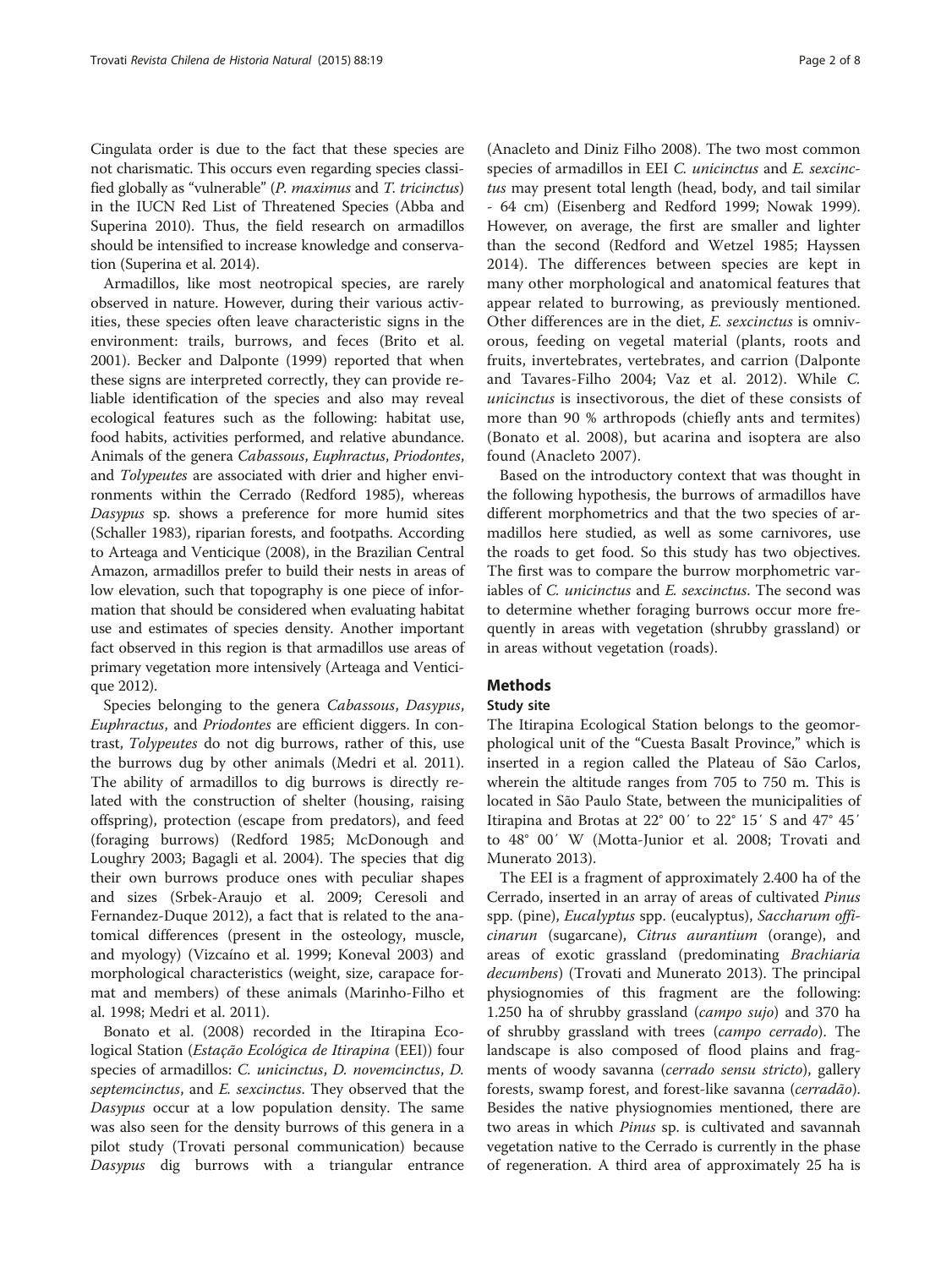Cingulata order is due to the fact that these species are not charismatic. This occurs even regarding species classified globally as "vulnerable" (*P. maximus* and *T. tricinctus*) in the IUCN Red List of Threatened Species (Abba and Superina 2010). Thus, the field research on armadillos should be intensified to increase knowledge and conservation (Superina et al. 2014).

Armadillos, like most neotropical species, are rarely observed in nature. However, during their various activities, these species often leave characteristic signs in the environment: trails, burrows, and feces (Brito et al. 2001). Becker and Dalponte (1999) reported that when these signs are interpreted correctly, they can provide reliable identification of the species and also may reveal ecological features such as the following: habitat use, food habits, activities performed, and relative abundance. Animals of the genera *Cabassous*, *Euphractus*, *Priodontes*, and *Tolypeutes* are associated with drier and higher environments within the Cerrado (Redford 1985), whereas *Dasypus* sp. shows a preference for more humid sites (Schaller 1983), riparian forests, and footpaths. According to Arteaga and Venticique (2008), in the Brazilian Central Amazon, armadillos prefer to build their nests in areas of low elevation, such that topography is one piece of information that should be considered when evaluating habitat use and estimates of species density. Another important fact observed in this region is that armadillos use areas of primary vegetation more intensively (Arteaga and Venticique 2012).

Species belonging to the genera *Cabassous*, *Dasypus*, *Euphractus*, and *Priodontes* are efficient diggers. In contrast, *Tolypeutes* do not dig burrows, rather of this, use the burrows dug by other animals (Medri et al. 2011). The ability of armadillos to dig burrows is directly related with the construction of shelter (housing, raising offspring), protection (escape from predators), and feed (foraging burrows) (Redford 1985; McDonough and Loughry 2003; Bagagli et al. 2004). The species that dig their own burrows produce ones with peculiar shapes and sizes (Srbek-Araujo et al. 2009; Ceresoli and Fernandez-Duque 2012), a fact that is related to the anatomical differences (present in the osteology, muscle, and myology) (Vizcaíno et al. 1999; Koneval 2003) and morphological characteristics (weight, size, carapace format and members) of these animals (Marinho-Filho et al. 1998; Medri et al. 2011).

Bonato et al. (2008) recorded in the Itirapina Ecological Station (*Estação Ecológica de Itirapina* (EEI)) four species of armadillos: *C. unicinctus*, *D. novemcinctus*, *D. septemcinctus*, and *E. sexcinctus*. They observed that the *Dasypus* occur at a low population density. The same was also seen for the density burrows of this genera in a pilot study (Trovati personal communication) because *Dasypus* dig burrows with a triangular entrance (Anacleto and Diniz Filho 2008). The two most common species of armadillos in EEI *C. unicinctus* and *E. sexcinctus* may present total length (head, body, and tail similar - 64 cm) (Eisenberg and Redford 1999; Nowak 1999). However, on average, the first are smaller and lighter than the second (Redford and Wetzel 1985; Hayssen 2014). The differences between species are kept in many other morphological and anatomical features that appear related to burrowing, as previously mentioned. Other differences are in the diet, *E. sexcinctus* is omnivorous, feeding on vegetal material (plants, roots and fruits, invertebrates, vertebrates, and carrion (Dalponte and Tavares-Filho 2004; Vaz et al. 2012). While *C. unicinctus* is insectivorous, the diet of these consists of more than 90 % arthropods (chiefly ants and termites) (Bonato et al. 2008), but acarina and isoptera are also found (Anacleto 2007).

Based on the introductory context that was thought in the following hypothesis, the burrows of armadillos have different morphometrics and that the two species of armadillos here studied, as well as some carnivores, use the roads to get food. So this study has two objectives. The first was to compare the burrow morphometric variables of *C. unicinctus* and *E. sexcinctus*. The second was to determine whether foraging burrows occur more frequently in areas with vegetation (shrubby grassland) or in areas without vegetation (roads).

## Methods

### Study site

The Itirapina Ecological Station belongs to the geomorphological unit of the "Cuesta Basalt Province," which is inserted in a region called the Plateau of São Carlos, wherein the altitude ranges from 705 to 750 m. This is located in São Paulo State, between the municipalities of Itirapina and Brotas at 22° 00′ to 22° 15′ S and 47° 45′ to 48° 00′ W (Motta-Junior et al. 2008; Trovati and Munerato 2013).

The EEI is a fragment of approximately 2.400 ha of the Cerrado, inserted in an array of areas of cultivated *Pinus* spp. (pine), *Eucalyptus* spp. (eucalyptus), *Saccharum officinarun* (sugarcane), *Citrus aurantium* (orange), and areas of exotic grassland (predominating *Brachiaria decumbens*) (Trovati and Munerato 2013). The principal physiognomies of this fragment are the following: 1.250 ha of shrubby grassland (*campo sujo*) and 370 ha of shrubby grassland with trees (*campo cerrado*). The landscape is also composed of flood plains and fragments of woody savanna (*cerrado sensu stricto*), gallery forests, swamp forest, and forest-like savanna (*cerradão*). Besides the native physiognomies mentioned, there are two areas in which *Pinus* sp. is cultivated and savannah vegetation native to the Cerrado is currently in the phase of regeneration. A third area of approximately 25 ha is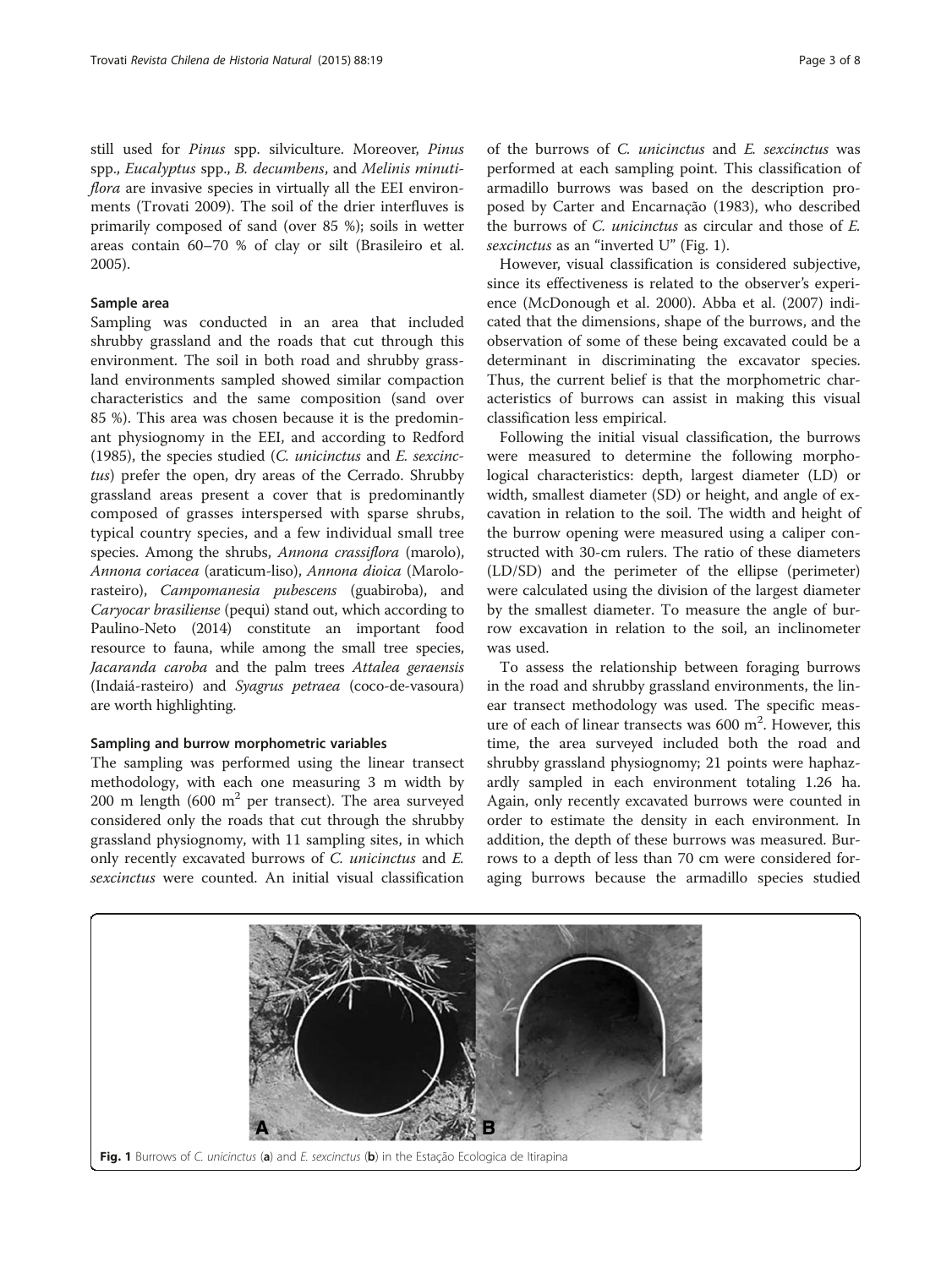still used for *Pinus* spp. silviculture. Moreover, *Pinus* spp., *Eucalyptus* spp., *B. decumbens*, and *Melinis minutiflora* are invasive species in virtually all the EEI environments (Trovati 2009). The soil of the drier interfluves is primarily composed of sand (over 85 %); soils in wetter areas contain 60–70 % of clay or silt (Brasileiro et al. 2005).

### Sample area

Sampling was conducted in an area that included shrubby grassland and the roads that cut through this environment. The soil in both road and shrubby grassland environments sampled showed similar compaction characteristics and the same composition (sand over 85 %). This area was chosen because it is the predominant physiognomy in the EEI, and according to Redford (1985), the species studied (*C. unicinctus* and *E. sexcinctus*) prefer the open, dry areas of the Cerrado. Shrubby grassland areas present a cover that is predominantly composed of grasses interspersed with sparse shrubs, typical country species, and a few individual small tree species. Among the shrubs, *Annona crassiflora* (marolo), *Annona coriacea* (araticum-liso), *Annona dioica* (Marolo-rasteiro), *Campomanesia pubescens* (guabiroba), and *Caryocar brasiliense* (pequi) stand out, which according to Paulino-Neto (2014) constitute an important food resource to fauna, while among the small tree species, *Jacaranda caroba* and the palm trees *Attalea geraensis* (Indaiá-rasteiro) and *Syagrus petraea* (coco-de-vasoura) are worth highlighting.

### Sampling and burrow morphometric variables

The sampling was performed using the linear transect methodology, with each one measuring 3 m width by 200 m length (600 $m^2$ per transect). The area surveyed considered only the roads that cut through the shrubby grassland physiognomy, with 11 sampling sites, in which only recently excavated burrows of *C. unicinctus* and *E. sexcinctus* were counted. An initial visual classification of the burrows of *C. unicinctus* and *E. sexcinctus* was performed at each sampling point. This classification of armadillo burrows was based on the description proposed by Carter and Encarnação (1983), who described the burrows of *C. unicinctus* as circular and those of *E. sexcinctus* as an "inverted U" (Fig. 1).

However, visual classification is considered subjective, since its effectiveness is related to the observer's experience (McDonough et al. 2000). Abba et al. (2007) indicated that the dimensions, shape of the burrows, and the observation of some of these being excavated could be a determinant in discriminating the excavator species. Thus, the current belief is that the morphometric characteristics of burrows can assist in making this visual classification less empirical.

Following the initial visual classification, the burrows were measured to determine the following morphological characteristics: depth, largest diameter (LD) or width, smallest diameter (SD) or height, and angle of excavation in relation to the soil. The width and height of the burrow opening were measured using a caliper constructed with 30-cm rulers. The ratio of these diameters (LD/SD) and the perimeter of the ellipse (perimeter) were calculated using the division of the largest diameter by the smallest diameter. To measure the angle of burrow excavation in relation to the soil, an inclinometer was used.

To assess the relationship between foraging burrows in the road and shrubby grassland environments, the linear transect methodology was used. The specific measure of each of linear transects was 600 $m^2$. However, this time, the area surveyed included both the road and shrubby grassland physiognomy; 21 points were haphazardly sampled in each environment totaling 1.26 ha. Again, only recently excavated burrows were counted in order to estimate the density in each environment. In addition, the depth of these burrows was measured. Burrows to a depth of less than 70 cm were considered foraging burrows because the armadillo species studied

**Fig. 1** Burrows of *C. unicinctus* (**a**) and *E. sexcinctus* (**b**) in the Estação Ecologica de Itirapina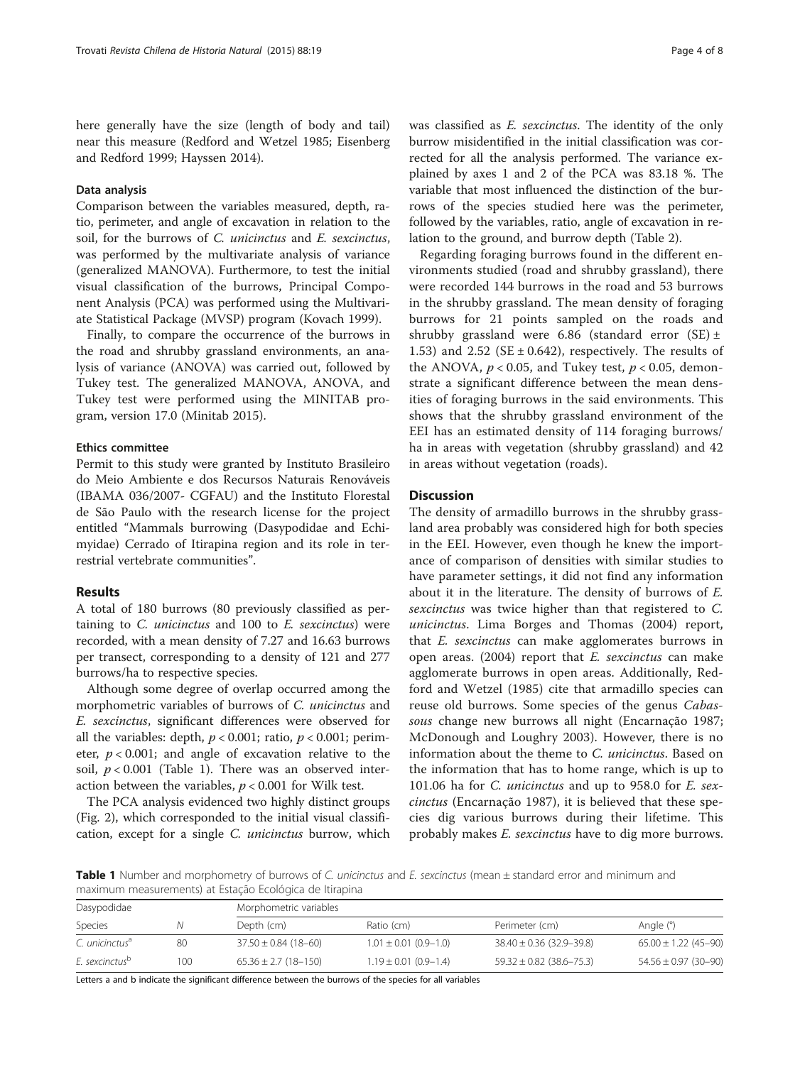here generally have the size (length of body and tail) near this measure (Redford and Wetzel 1985; Eisenberg and Redford 1999; Hayssen 2014).

### Data analysis

Comparison between the variables measured, depth, ratio, perimeter, and angle of excavation in relation to the soil, for the burrows of *C. unicinctus* and *E. sexcinctus*, was performed by the multivariate analysis of variance (generalized MANOVA). Furthermore, to test the initial visual classification of the burrows, Principal Component Analysis (PCA) was performed using the Multivariate Statistical Package (MVSP) program (Kovach 1999).

Finally, to compare the occurrence of the burrows in the road and shrubby grassland environments, an analysis of variance (ANOVA) was carried out, followed by Tukey test. The generalized MANOVA, ANOVA, and Tukey test were performed using the MINITAB program, version 17.0 (Minitab 2015).

### Ethics committee

Permit to this study were granted by Instituto Brasileiro do Meio Ambiente e dos Recursos Naturais Renováveis (IBAMA 036/2007- CGFAU) and the Instituto Florestal de São Paulo with the research license for the project entitled "Mammals burrowing (Dasypodidae and Echimyidae) Cerrado of Itirapina region and its role in terrestrial vertebrate communities".

## Results

A total of 180 burrows (80 previously classified as pertaining to *C. unicinctus* and 100 to *E. sexcinctus*) were recorded, with a mean density of 7.27 and 16.63 burrows per transect, corresponding to a density of 121 and 277 burrows/ha to respective species.

Although some degree of overlap occurred among the morphometric variables of burrows of *C. unicinctus* and *E. sexcinctus*, significant differences were observed for all the variables: depth, $p < 0.001$; ratio, $p < 0.001$; perimeter, $p < 0.001$; and angle of excavation relative to the soil, $p < 0.001$ (Table 1). There was an observed interaction between the variables, $p < 0.001$ for Wilk test.

The PCA analysis evidenced two highly distinct groups (Fig. 2), which corresponded to the initial visual classification, except for a single *C. unicinctus* burrow, which was classified as *E. sexcinctus*. The identity of the only burrow misidentified in the initial classification was corrected for all the analysis performed. The variance explained by axes 1 and 2 of the PCA was 83.18 %. The variable that most influenced the distinction of the burrows of the species studied here was the perimeter, followed by the variables, ratio, angle of excavation in relation to the ground, and burrow depth (Table 2).

Regarding foraging burrows found in the different environments studied (road and shrubby grassland), there were recorded 144 burrows in the road and 53 burrows in the shrubby grassland. The mean density of foraging burrows for 21 points sampled on the roads and shrubby grassland were 6.86 (standard error (SE) ± 1.53) and 2.52 (SE ± 0.642), respectively. The results of the ANOVA, $p < 0.05$, and Tukey test, $p < 0.05$, demonstrate a significant difference between the mean densities of foraging burrows in the said environments. This shows that the shrubby grassland environment of the EEI has an estimated density of 114 foraging burrows/ha in areas with vegetation (shrubby grassland) and 42 in areas without vegetation (roads).

## Discussion

The density of armadillo burrows in the shrubby grassland area probably was considered high for both species in the EEI. However, even though he knew the importance of comparison of densities with similar studies to have parameter settings, it did not find any information about it in the literature. The density of burrows of *E. sexcinctus* was twice higher than that registered to *C. unicinctus*. Lima Borges and Thomas (2004) report, that *E. sexcinctus* can make agglomerates burrows in open areas. (2004) report that *E. sexcinctus* can make agglomerate burrows in open areas. Additionally, Redford and Wetzel (1985) cite that armadillo species can reuse old burrows. Some species of the genus *Cabassous* change new burrows all night (Encarnação 1987; McDonough and Loughry 2003). However, there is no information about the theme to *C. unicinctus*. Based on the information that has to home range, which is up to 101.06 ha for *C. unicinctus* and up to 958.0 for *E. sexcinctus* (Encarnação 1987), it is believed that these species dig various burrows during their lifetime. This probably makes *E. sexcinctus* have to dig more burrows.

**Table 1** Number and morphometry of burrows of *C. unicinctus* and *E. sexcinctus* (mean ± standard error and minimum and maximum measurements) at Estação Ecológica de Itirapina

| Dasypodidae | | Morphometric variables | | | |
|---|---|---|---|---|---|
| Species | N | Depth (cm) | Ratio (cm) | Perimeter (cm) | Angle (°) |
| *C. unicinctus*[a] | 80 | 37.50 ± 0.84 (18–60) | 1.01 ± 0.01 (0.9–1.0) | 38.40 ± 0.36 (32.9–39.8) | 65.00 ± 1.22 (45–90) |
| *E. sexcinctus*[b] | 100 | 65.36 ± 2.7 (18–150) | 1.19 ± 0.01 (0.9–1.4) | 59.32 ± 0.82 (38.6–75.3) | 54.56 ± 0.97 (30–90) |

Letters a and b indicate the significant difference between the burrows of the species for all variables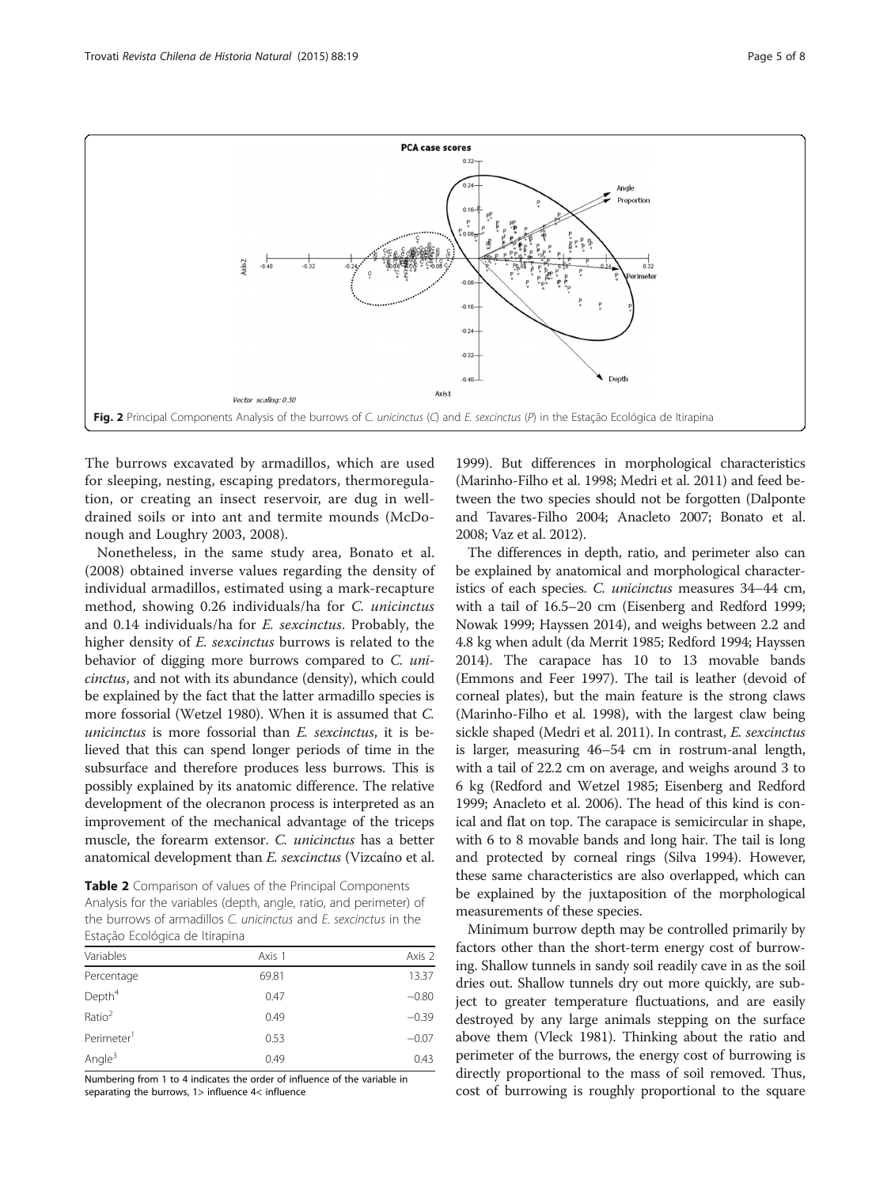Fig. 2 Principal Components Analysis of the burrows of *C. unicinctus* (*C*) and *E. sexcinctus* (*P*) in the Estação Ecológica de Itirapina

The burrows excavated by armadillos, which are used for sleeping, nesting, escaping predators, thermoregulation, or creating an insect reservoir, are dug in well-drained soils or into ant and termite mounds (McDonough and Loughry 2003, 2008).

Nonetheless, in the same study area, Bonato et al. (2008) obtained inverse values regarding the density of individual armadillos, estimated using a mark-recapture method, showing 0.26 individuals/ha for *C. unicinctus* and 0.14 individuals/ha for *E. sexcinctus*. Probably, the higher density of *E. sexcinctus* burrows is related to the behavior of digging more burrows compared to *C. unicinctus*, and not with its abundance (density), which could be explained by the fact that the latter armadillo species is more fossorial (Wetzel 1980). When it is assumed that *C. unicinctus* is more fossorial than *E. sexcinctus*, it is believed that this can spend longer periods of time in the subsurface and therefore produces less burrows. This is possibly explained by its anatomic difference. The relative development of the olecranon process is interpreted as an improvement of the mechanical advantage of the triceps muscle, the forearm extensor. *C. unicinctus* has a better anatomical development than *E. sexcinctus* (Vizcaíno et al. 1999). But differences in morphological characteristics (Marinho-Filho et al. 1998; Medri et al. 2011) and feed between the two species should not be forgotten (Dalponte and Tavares-Filho 2004; Anacleto 2007; Bonato et al. 2008; Vaz et al. 2012).

**Table 2** Comparison of values of the Principal Components Analysis for the variables (depth, angle, ratio, and perimeter) of the burrows of armadillos *C. unicinctus* and *E. sexcintus* in the Estação Ecológica de Itirapina

| Variables | Axis 1 | Axis 2 |
|---|---|---|
| Percentage | 69.81 | 13.37 |
| Depth[4] | 0.47 | −0.80 |
| Ratio[2] | 0.49 | −0.39 |
| Perimeter[1] | 0.53 | −0.07 |
| Angle[3] | 0.49 | 0.43 |

Numbering from 1 to 4 indicates the order of influence of the variable in separating the burrows, 1> influence 4< influence

The differences in depth, ratio, and perimeter also can be explained by anatomical and morphological characteristics of each species. *C. unicinctus* measures 34–44 cm, with a tail of 16.5–20 cm (Eisenberg and Redford 1999; Nowak 1999; Hayssen 2014), and weighs between 2.2 and 4.8 kg when adult (da Merrit 1985; Redford 1994; Hayssen 2014). The carapace has 10 to 13 movable bands (Emmons and Feer 1997). The tail is leather (devoid of corneal plates), but the main feature is the strong claws (Marinho-Filho et al. 1998), with the largest claw being sickle shaped (Medri et al. 2011). In contrast, *E. sexcinctus* is larger, measuring 46–54 cm in rostrum-anal length, with a tail of 22.2 cm on average, and weighs around 3 to 6 kg (Redford and Wetzel 1985; Eisenberg and Redford 1999; Anacleto et al. 2006). The head of this kind is conical and flat on top. The carapace is semicircular in shape, with 6 to 8 movable bands and long hair. The tail is long and protected by corneal rings (Silva 1994). However, these same characteristics are also overlapped, which can be explained by the juxtaposition of the morphological measurements of these species.

Minimum burrow depth may be controlled primarily by factors other than the short-term energy cost of burrowing. Shallow tunnels in sandy soil readily cave in as the soil dries out. Shallow tunnels dry out more quickly, are subject to greater temperature fluctuations, and are easily destroyed by any large animals stepping on the surface above them (Vleck 1981). Thinking about the ratio and perimeter of the burrows, the energy cost of burrowing is directly proportional to the mass of soil removed. Thus, cost of burrowing is roughly proportional to the square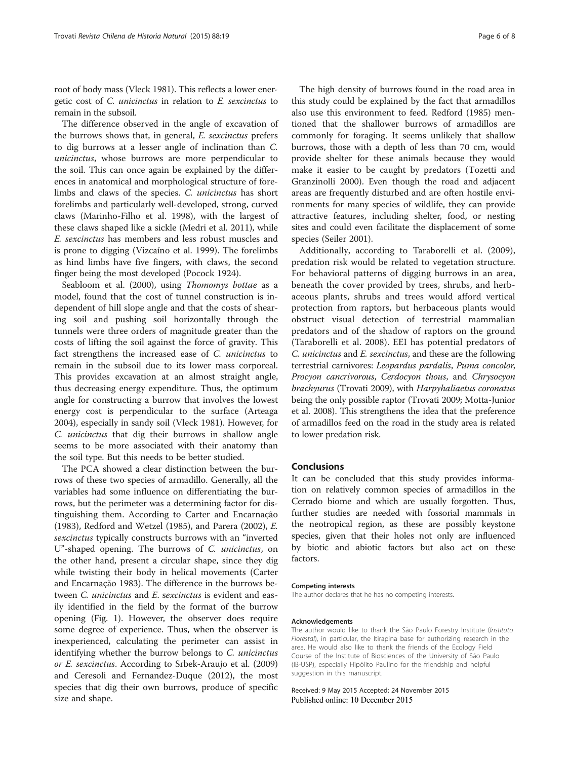root of body mass (Vleck 1981). This reflects a lower energetic cost of *C. unicinctus* in relation to *E. sexcinctus* to remain in the subsoil.

The difference observed in the angle of excavation of the burrows shows that, in general, *E. sexcinctus* prefers to dig burrows at a lesser angle of inclination than *C. unicinctus*, whose burrows are more perpendicular to the soil. This can once again be explained by the differences in anatomical and morphological structure of forelimbs and claws of the species. *C. unicinctus* has short forelimbs and particularly well-developed, strong, curved claws (Marinho-Filho et al. 1998), with the largest of these claws shaped like a sickle (Medri et al. 2011), while *E. sexcinctus* has members and less robust muscles and is prone to digging (Vizcaíno et al. 1999). The forelimbs as hind limbs have five fingers, with claws, the second finger being the most developed (Pocock 1924).

Seabloom et al. (2000), using *Thomomys bottae* as a model, found that the cost of tunnel construction is independent of hill slope angle and that the costs of shearing soil and pushing soil horizontally through the tunnels were three orders of magnitude greater than the costs of lifting the soil against the force of gravity. This fact strengthens the increased ease of *C. unicinctus* to remain in the subsoil due to its lower mass corporeal. This provides excavation at an almost straight angle, thus decreasing energy expenditure. Thus, the optimum angle for constructing a burrow that involves the lowest energy cost is perpendicular to the surface (Arteaga 2004), especially in sandy soil (Vleck 1981). However, for *C. unicinctus* that dig their burrows in shallow angle seems to be more associated with their anatomy than the soil type. But this needs to be better studied.

The PCA showed a clear distinction between the burrows of these two species of armadillo. Generally, all the variables had some influence on differentiating the burrows, but the perimeter was a determining factor for distinguishing them. According to Carter and Encarnação (1983), Redford and Wetzel (1985), and Parera (2002), *E. sexcinctus* typically constructs burrows with an "inverted U"-shaped opening. The burrows of *C. unicinctus*, on the other hand, present a circular shape, since they dig while twisting their body in helical movements (Carter and Encarnação 1983). The difference in the burrows between *C. unicinctus* and *E. sexcinctus* is evident and easily identified in the field by the format of the burrow opening (Fig. 1). However, the observer does require some degree of experience. Thus, when the observer is inexperienced, calculating the perimeter can assist in identifying whether the burrow belongs to *C. unicinctus or E. sexcinctus*. According to Srbek-Araujo et al. (2009) and Ceresoli and Fernandez-Duque (2012), the most species that dig their own burrows, produce of specific size and shape.

The high density of burrows found in the road area in this study could be explained by the fact that armadillos also use this environment to feed. Redford (1985) mentioned that the shallower burrows of armadillos are commonly for foraging. It seems unlikely that shallow burrows, those with a depth of less than 70 cm, would provide shelter for these animals because they would make it easier to be caught by predators (Tozetti and Granzinolli 2000). Even though the road and adjacent areas are frequently disturbed and are often hostile environments for many species of wildlife, they can provide attractive features, including shelter, food, or nesting sites and could even facilitate the displacement of some species (Seiler 2001).

Additionally, according to Taraborelli et al. (2009), predation risk would be related to vegetation structure. For behavioral patterns of digging burrows in an area, beneath the cover provided by trees, shrubs, and herbaceous plants, shrubs and trees would afford vertical protection from raptors, but herbaceous plants would obstruct visual detection of terrestrial mammalian predators and of the shadow of raptors on the ground (Taraborelli et al. 2008). EEI has potential predators of *C. unicinctus* and *E. sexcinctus*, and these are the following terrestrial carnivores: *Leopardus pardalis*, *Puma concolor*, *Procyon cancrivorous*, *Cerdocyon thous*, and *Chrysocyon brachyurus* (Trovati 2009), with *Harpyhaliaetus coronatus* being the only possible raptor (Trovati 2009; Motta-Junior et al. 2008). This strengthens the idea that the preference of armadillos feed on the road in the study area is related to lower predation risk.

## Conclusions

It can be concluded that this study provides information on relatively common species of armadillos in the Cerrado biome and which are usually forgotten. Thus, further studies are needed with fossorial mammals in the neotropical region, as these are possibly keystone species, given that their holes not only are influenced by biotic and abiotic factors but also act on these factors.

#### Competing interests

The author declares that he has no competing interests.

#### Acknowledgements

The author would like to thank the São Paulo Forestry Institute (*Instituto Florestal*), in particular, the Itirapina base for authorizing research in the area. He would also like to thank the friends of the Ecology Field Course of the Institute of Biosciences of the University of São Paulo (IB-USP), especially Hipólito Paulino for the friendship and helpful suggestion in this manuscript.

Received: 9 May 2015 Accepted: 24 November 2015
Published online: 10 December 2015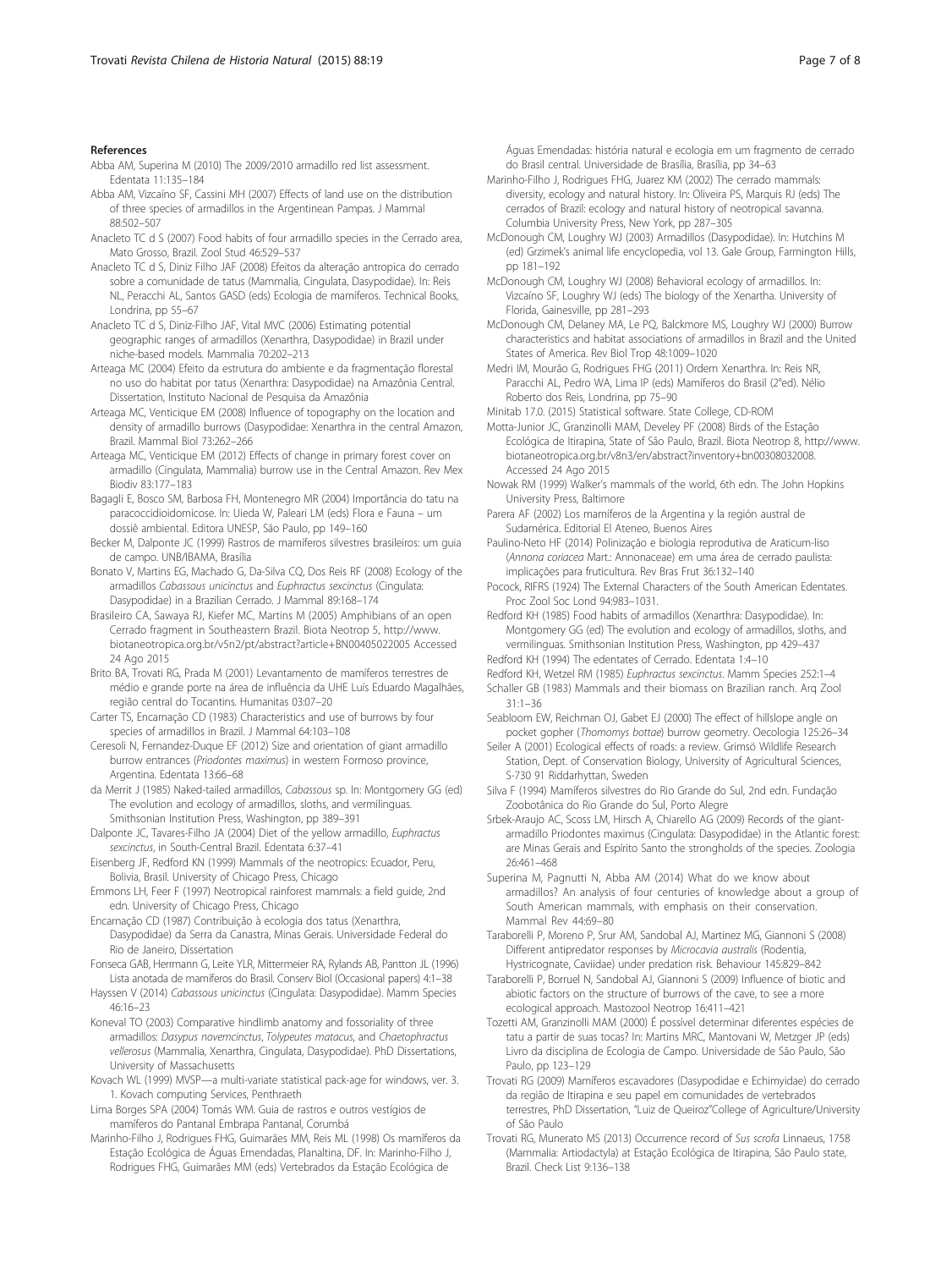## References

Abba AM, Superina M (2010) The 2009/2010 armadillo red list assessment. Edentata 11:135–184

Abba AM, Vizcaíno SF, Cassini MH (2007) Effects of land use on the distribution of three species of armadillos in the Argentinean Pampas. J Mammal 88:502–507

Anacleto TC d S (2007) Food habits of four armadillo species in the Cerrado area, Mato Grosso, Brazil. Zool Stud 46:529–537

Anacleto TC d S, Diniz Filho JAF (2008) Efeitos da alteração antropica do cerrado sobre a comunidade de tatus (Mammalia, Cingulata, Dasypodidae). In: Reis NL, Peracchi AL, Santos GASD (eds) Ecologia de mamíferos. Technical Books, Londrina, pp 55–67

Anacleto TC d S, Diniz-Filho JAF, Vital MVC (2006) Estimating potential geographic ranges of armadillos (Xenarthra, Dasypodidae) in Brazil under niche-based models. Mammalia 70:202–213

Arteaga MC (2004) Efeito da estrutura do ambiente e da fragmentação florestal no uso do habitat por tatus (Xenarthra: Dasypodidae) na Amazônia Central. Dissertation, Instituto Nacional de Pesquisa da Amazônia

Arteaga MC, Venticique EM (2008) Influence of topography on the location and density of armadillo burrows (Dasypodidae: Xenarthra in the central Amazon, Brazil. Mammal Biol 73:262–266

Arteaga MC, Venticique EM (2012) Effects of change in primary forest cover on armadillo (Cingulata, Mammalia) burrow use in the Central Amazon. Rev Mex Biodiv 83:177–183

Bagagli E, Bosco SM, Barbosa FH, Montenegro MR (2004) Importância do tatu na paracoccidioidomicose. In: Uieda W, Paleari LM (eds) Flora e Fauna – um dossiê ambiental. Editora UNESP, São Paulo, pp 149–160

Becker M, Dalponte JC (1999) Rastros de mamíferos silvestres brasileiros: um guia de campo. UNB/IBAMA, Brasília

Bonato V, Martins EG, Machado G, Da-Silva CQ, Dos Reis RF (2008) Ecology of the armadillos *Cabassous unicinctus* and *Euphractus sexcinctus* (Cingulata: Dasypodidae) in a Brazilian Cerrado. J Mammal 89:168–174

Brasileiro CA, Sawaya RJ, Kiefer MC, Martins M (2005) Amphibians of an open Cerrado fragment in Southeastern Brazil. Biota Neotrop 5, http://www.biotaneotropica.org.br/v5n2/pt/abstract?article+BN00405022005 Accessed 24 Ago 2015

Brito BA, Trovati RG, Prada M (2001) Levantamento de mamíferos terrestres de médio e grande porte na área de influência da UHE Luís Eduardo Magalhães, região central do Tocantins. Humanitas 03:07–20

Carter TS, Encarnação CD (1983) Characteristics and use of burrows by four species of armadillos in Brazil. J Mammal 64:103–108

Ceresoli N, Fernandez-Duque EF (2012) Size and orientation of giant armadillo burrow entrances (*Priodontes maximus*) in western Formoso province, Argentina. Edentata 13:66–68

da Merrit J (1985) Naked-tailed armadillos, *Cabassous* sp. In: Montgomery GG (ed) The evolution and ecology of armadillos, sloths, and vermilinguas. Smithsonian Institution Press, Washington, pp 389–391

Dalponte JC, Tavares-Filho JA (2004) Diet of the yellow armadillo, *Euphractus sexcinctus*, in South-Central Brazil. Edentata 6:37–41

Eisenberg JF, Redford KN (1999) Mammals of the neotropics: Ecuador, Peru, Bolivia, Brasil. University of Chicago Press, Chicago

Emmons LH, Feer F (1997) Neotropical rainforest mammals: a field guide, 2nd edn. University of Chicago Press, Chicago

Encarnação CD (1987) Contribuição à ecologia dos tatus (Xenarthra, Dasypodidae) da Serra da Canastra, Minas Gerais. Universidade Federal do Rio de Janeiro, Dissertation

Fonseca GAB, Herrmann G, Leite YLR, Mittermeier RA, Rylands AB, Pantton JL (1996) Lista anotada de mamíferos do Brasil. Conserv Biol (Occasional papers) 4:1–38

Hayssen V (2014) *Cabassous unicinctus* (Cingulata: Dasypodidae). Mamm Species 46:16–23

Koneval TO (2003) Comparative hindlimb anatomy and fossoriality of three armadillos: *Dasypus novemcinctus*, *Tolypeutes matacus*, and *Chaetophractus vellerosus* (Mammalia, Xenarthra, Cingulata, Dasypodidae). PhD Dissertations, University of Massachusetts

Kovach WL (1999) MVSP—a multi-variate statistical pack-age for windows, ver. 3. 1. Kovach computing Services, Penthraeth

Lima Borges SPA (2004) Tomás WM. Guia de rastros e outros vestígios de mamíferos do Pantanal Embrapa Pantanal, Corumbá

Marinho-Filho J, Rodrigues FHG, Guimarães MM, Reis ML (1998) Os mamíferos da Estação Ecológica de Águas Emendadas, Planaltina, DF. In: Marinho-Filho J, Rodrigues FHG, Guimarães MM (eds) Vertebrados da Estação Ecológica de Águas Emendadas: história natural e ecologia em um fragmento de cerrado do Brasil central. Universidade de Brasília, Brasília, pp 34–63

Marinho-Filho J, Rodrigues FHG, Juarez KM (2002) The cerrado mammals: diversity, ecology and natural history. In: Oliveira PS, Marquis RJ (eds) The cerrados of Brazil: ecology and natural history of neotropical savanna. Columbia University Press, New York, pp 287–305

McDonough CM, Loughry WJ (2003) Armadillos (Dasypodidae). In: Hutchins M (ed) Grzimek's animal life encyclopedia, vol 13. Gale Group, Farmington Hills, pp 181–192

McDonough CM, Loughry WJ (2008) Behavioral ecology of armadillos. In: Vizcaíno SF, Loughry WJ (eds) The biology of the Xenartha. University of Florida, Gainesville, pp 281–293

McDonough CM, Delaney MA, Le PQ, Balckmore MS, Loughry WJ (2000) Burrow characteristics and habitat associations of armadillos in Brazil and the United States of America. Rev Biol Trop 48:1009–1020

Medri IM, Mourão G, Rodrigues FHG (2011) Ordem Xenarthra. In: Reis NR, Paracchi AL, Pedro WA, Lima IP (eds) Mamíferos do Brasil (2°ed). Nélio Roberto dos Reis, Londrina, pp 75–90

Minitab 17.0. (2015) Statistical software. State College, CD-ROM

Motta-Junior JC, Granzinolli MAM, Develey PF (2008) Birds of the Estação Ecológica de Itirapina, State of São Paulo, Brazil. Biota Neotrop 8, http://www.biotaneotropica.org.br/v8n3/en/abstract?inventory+bn00308032008. Accessed 24 Ago 2015

Nowak RM (1999) Walker's mammals of the world, 6th edn. The John Hopkins University Press, Baltimore

Parera AF (2002) Los mamíferos de la Argentina y la región austral de Sudamérica. Editorial El Ateneo, Buenos Aires

Paulino-Neto HF (2014) Polinização e biologia reprodutiva de Araticum-liso (*Annona coriacea* Mart.: Annonaceae) em uma área de cerrado paulista: implicações para fruticultura. Rev Bras Frut 36:132–140

Pocock, RIFRS (1924) The External Characters of the South American Edentates. Proc Zool Soc Lond 94:983–1031.

Redford KH (1985) Food habits of armadillos (Xenarthra: Dasypodidae). In: Montgomery GG (ed) The evolution and ecology of armadillos, sloths, and vermilinguas. Smithsonian Institution Press, Washington, pp 429–437

Redford KH (1994) The edentates of Cerrado. Edentata 1:4–10

Redford KH, Wetzel RM (1985) *Euphractus sexcinctus*. Mamm Species 252:1–4

Schaller GB (1983) Mammals and their biomass on Brazilian ranch. Arq Zool 31:1–36

Seabloom EW, Reichman OJ, Gabet EJ (2000) The effect of hillslope angle on pocket gopher (*Thomomys bottae*) burrow geometry. Oecologia 125:26–34

Seiler A (2001) Ecological effects of roads: a review. Grimsö Wildlife Research Station, Dept. of Conservation Biology, University of Agricultural Sciences, S-730 91 Riddarhyttan, Sweden

Silva F (1994) Mamíferos silvestres do Rio Grande do Sul, 2nd edn. Fundação Zoobotânica do Rio Grande do Sul, Porto Alegre

Srbek-Araujo AC, Scoss LM, Hirsch A, Chiarello AG (2009) Records of the giant-armadillo Priodontes maximus (Cingulata: Dasypodidae) in the Atlantic forest: are Minas Gerais and Espírito Santo the strongholds of the species. Zoologia 26:461–468

Superina M, Pagnutti N, Abba AM (2014) What do we know about armadillos? An analysis of four centuries of knowledge about a group of South American mammals, with emphasis on their conservation. Mammal Rev 44:69–80

Taraborelli P, Moreno P, Srur AM, Sandobal AJ, Martinez MG, Giannoni S (2008) Different antipredator responses by *Microcavia australis* (Rodentia, Hystricognate, Caviidae) under predation risk. Behaviour 145:829–842

Taraborelli P, Borruel N, Sandobal AJ, Giannoni S (2009) Influence of biotic and abiotic factors on the structure of burrows of the cave, to see a more ecological approach. Mastozool Neotrop 16:411–421

Tozetti AM, Granzinolli MAM (2000) É possível determinar diferentes espécies de tatu a partir de suas tocas? In: Martins MRC, Mantovani W, Metzger JP (eds) Livro da disciplina de Ecologia de Campo. Universidade de São Paulo, São Paulo, pp 123–129

Trovati RG (2009) Mamíferos escavadores (Dasypodidae e Echimyidae) do cerrado da região de Itirapina e seu papel em comunidades de vertebrados terrestres, PhD Dissertation, "Luiz de Queiroz"College of Agriculture/University of São Paulo

Trovati RG, Munerato MS (2013) Occurrence record of *Sus scrofa* Linnaeus, 1758 (Mammalia: Artiodactyla) at Estação Ecológica de Itirapina, São Paulo state, Brazil. Check List 9:136–138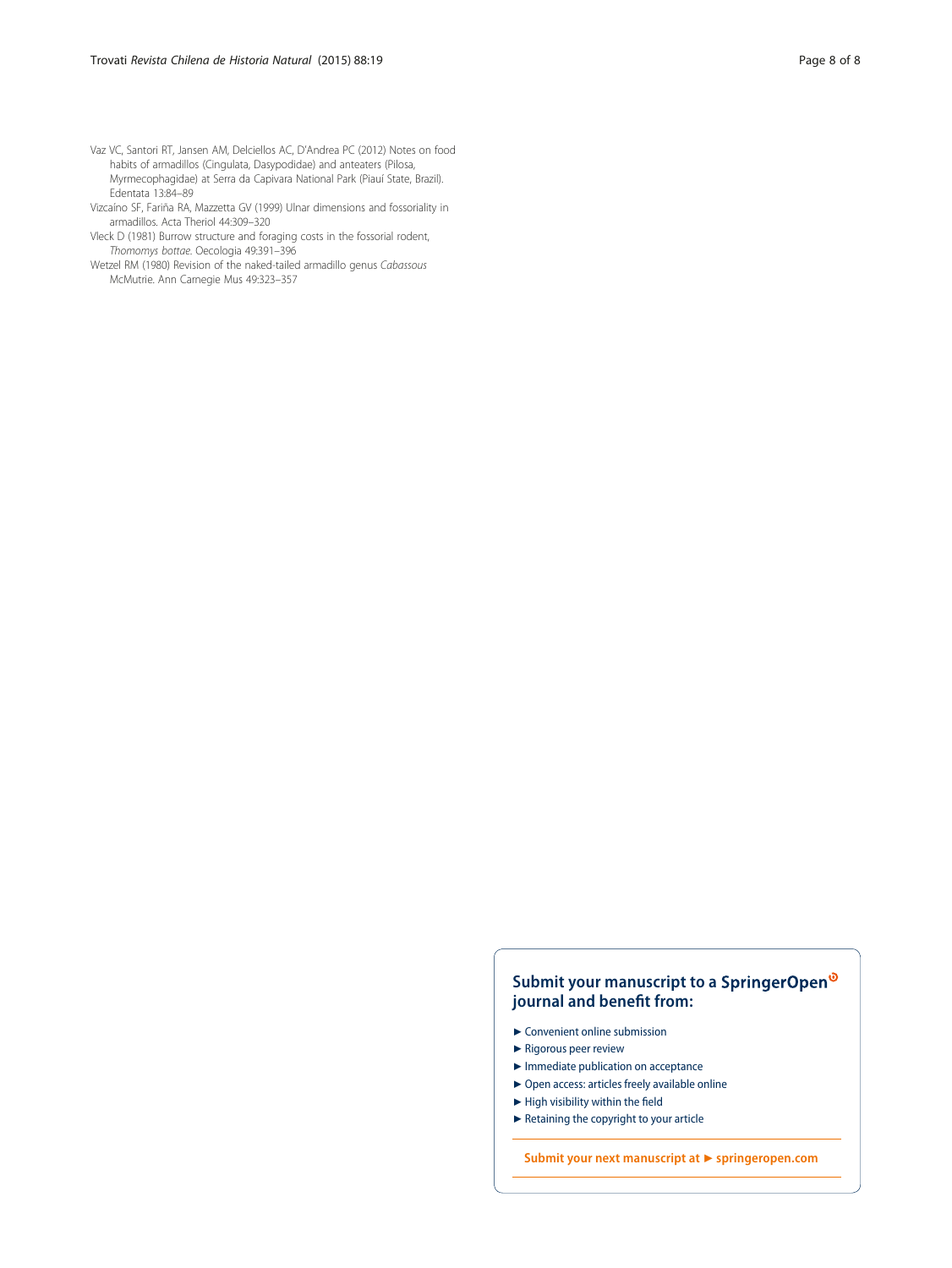Vaz VC, Santori RT, Jansen AM, Delciellos AC, D'Andrea PC (2012) Notes on food habits of armadillos (Cingulata, Dasypodidae) and anteaters (Pilosa, Myrmecophagidae) at Serra da Capivara National Park (Piauí State, Brazil). Edentata 13:84–89

Vizcaíno SF, Fariña RA, Mazzetta GV (1999) Ulnar dimensions and fossoriality in armadillos. Acta Theriol 44:309–320

Vleck D (1981) Burrow structure and foraging costs in the fossorial rodent, *Thomomys bottae*. Oecologia 49:391–396

Wetzel RM (1980) Revision of the naked-tailed armadillo genus *Cabassous* McMutrie. Ann Carnegie Mus 49:323–357

**Submit your manuscript to a SpringerOpen journal and benefit from:**

- ► Convenient online submission
- ► Rigorous peer review
- ► Immediate publication on acceptance
- ► Open access: articles freely available online
- ► High visibility within the field
- ► Retaining the copyright to your article

**Submit your next manuscript at ► springeropen.com**